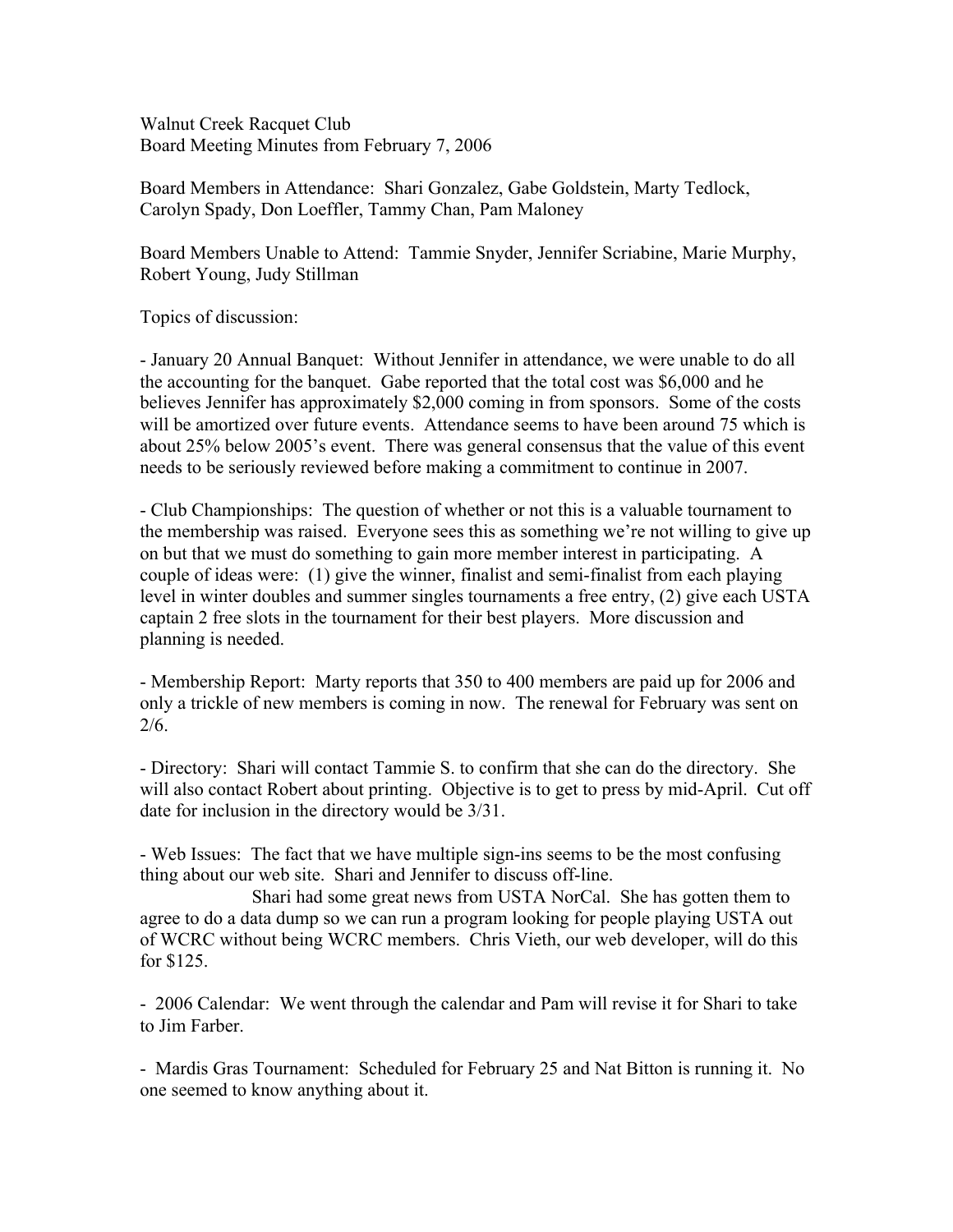Walnut Creek Racquet Club
Board Meeting Minutes from February 7, 2006

Board Members in Attendance: Shari Gonzalez, Gabe Goldstein, Marty Tedlock, Carolyn Spady, Don Loeffler, Tammy Chan, Pam Maloney

Board Members Unable to Attend: Tammie Snyder, Jennifer Scriabine, Marie Murphy, Robert Young, Judy Stillman

Topics of discussion:

- January 20 Annual Banquet: Without Jennifer in attendance, we were unable to do all the accounting for the banquet. Gabe reported that the total cost was $6,000 and he believes Jennifer has approximately $2,000 coming in from sponsors. Some of the costs will be amortized over future events. Attendance seems to have been around 75 which is about 25% below 2005's event. There was general consensus that the value of this event needs to be seriously reviewed before making a commitment to continue in 2007.

- Club Championships: The question of whether or not this is a valuable tournament to the membership was raised. Everyone sees this as something we're not willing to give up on but that we must do something to gain more member interest in participating. A couple of ideas were: (1) give the winner, finalist and semi-finalist from each playing level in winter doubles and summer singles tournaments a free entry, (2) give each USTA captain 2 free slots in the tournament for their best players. More discussion and planning is needed.

- Membership Report: Marty reports that 350 to 400 members are paid up for 2006 and only a trickle of new members is coming in now. The renewal for February was sent on 2/6.

- Directory: Shari will contact Tammie S. to confirm that she can do the directory. She will also contact Robert about printing. Objective is to get to press by mid-April. Cut off date for inclusion in the directory would be 3/31.

- Web Issues: The fact that we have multiple sign-ins seems to be the most confusing thing about our web site. Shari and Jennifer to discuss off-line.

Shari had some great news from USTA NorCal. She has gotten them to agree to do a data dump so we can run a program looking for people playing USTA out of WCRC without being WCRC members. Chris Vieth, our web developer, will do this for $125.

- 2006 Calendar: We went through the calendar and Pam will revise it for Shari to take to Jim Farber.

- Mardis Gras Tournament: Scheduled for February 25 and Nat Bitton is running it. No one seemed to know anything about it.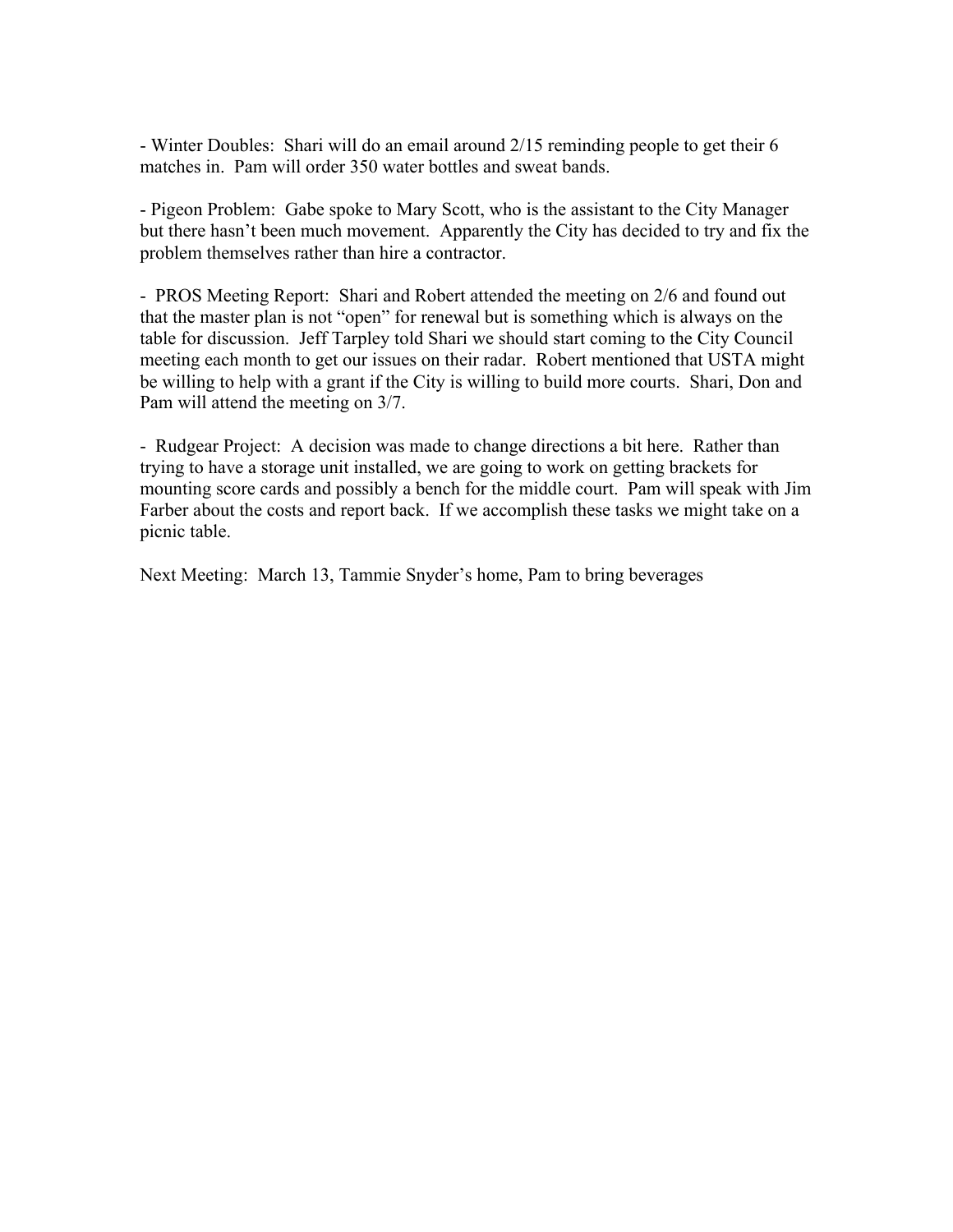- Winter Doubles:  Shari will do an email around 2/15 reminding people to get their 6 matches in.  Pam will order 350 water bottles and sweat bands.

- Pigeon Problem:  Gabe spoke to Mary Scott, who is the assistant to the City Manager but there hasn't been much movement.  Apparently the City has decided to try and fix the problem themselves rather than hire a contractor.

-  PROS Meeting Report:  Shari and Robert attended the meeting on 2/6 and found out that the master plan is not "open" for renewal but is something which is always on the table for discussion.  Jeff Tarpley told Shari we should start coming to the City Council meeting each month to get our issues on their radar.  Robert mentioned that USTA might be willing to help with a grant if the City is willing to build more courts.  Shari, Don and Pam will attend the meeting on 3/7.

-  Rudgear Project:  A decision was made to change directions a bit here.  Rather than trying to have a storage unit installed, we are going to work on getting brackets for mounting score cards and possibly a bench for the middle court.  Pam will speak with Jim Farber about the costs and report back.  If we accomplish these tasks we might take on a picnic table.

Next Meeting:  March 13, Tammie Snyder's home, Pam to bring beverages